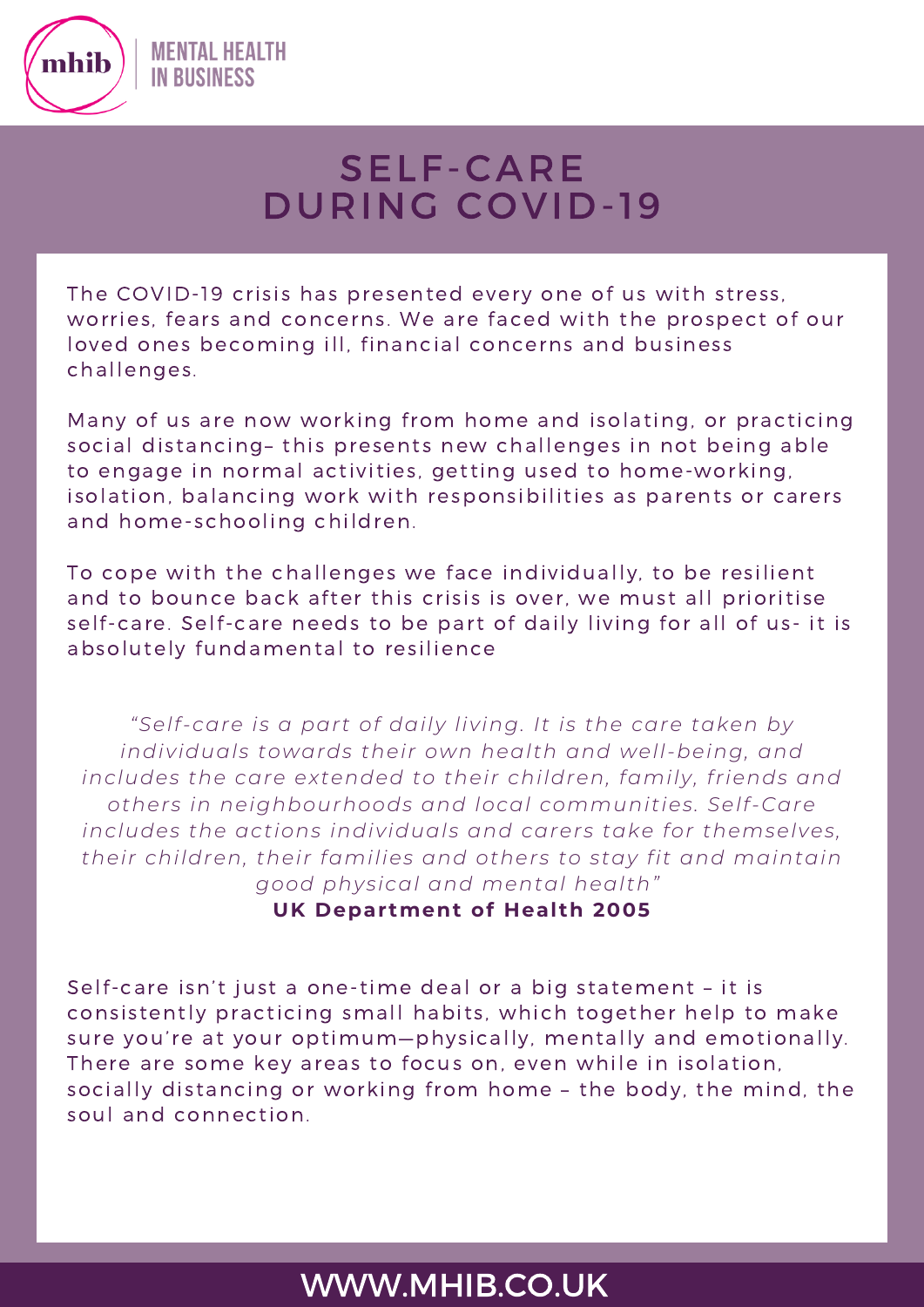# SELF-CARE DURING COVID-19

The COVID-19 crisis has presented every one of us with stress, worries, fears and concerns. We are faced with the prospect of our loved ones becoming ill, financial concerns and business challenges.

Many of us are now working from home and isolating, or practicing social distancing– this presents new challenges in not being able to engage in normal activities, getting used to home-working, isolation, balancing work with responsibilities as parents or carers and home-schooling children.

To cope with the challenges we face individually, to be resilient and to bounce back after this crisis is over, we must all prioritise self-care. Self-care needs to be part of daily living for all of us- it is absolutely fundamental to resilience

*"Self-care is a part of daily living. It is the care taken by individuals towards their own health and well-being, and includes the care extended to their children, family, friends and others in neighbourhoods and local communities. Self-Care includes the actions individuals and carers take for themselves, their children, their families and others to stay fit and maintain good physical and mental health"*

**UK Department of Health 2005**

Self-care isn't just a one-time deal or a big statement – it is consistently practicing small habits, which together help to make sure you're at your optimum—physically, mentally and emotionally. There are some key areas to focus on, even while in isolation, socially distancing or working from home – the body, the mind, the soul and connection.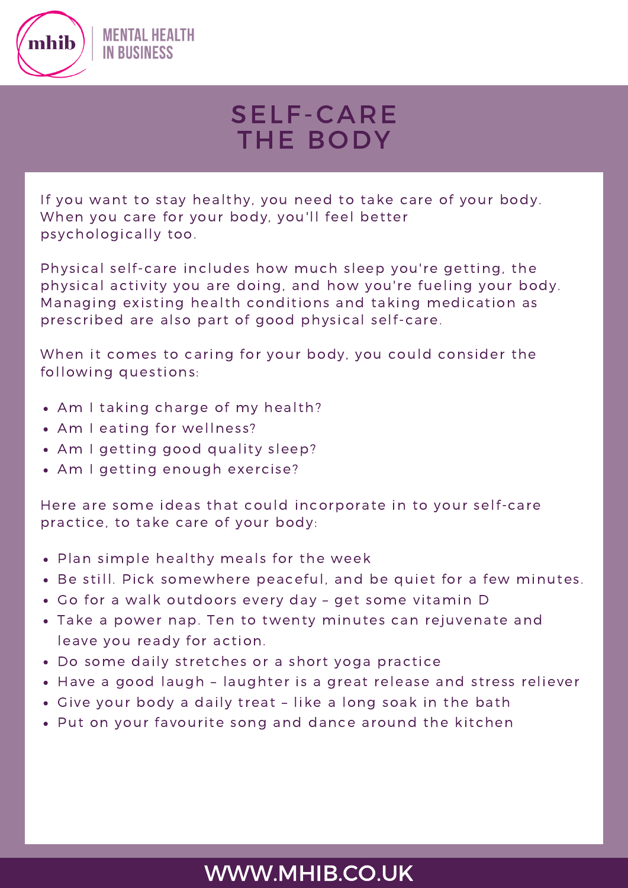# SELF-CARE THE BODY

If you want to stay healthy, you need to take care of your body. When you care for your body, you'll feel better psychologically too.

Physical self-care includes how much sleep you're getting, the physical activity you are doing, and how you're fueling your body. Managing existing health conditions and taking medication as prescribed are also part of good physical self-care.

When it comes to caring for your body, you could consider the following questions:

- Am I taking charge of my health?
- Am I eating for wellness?
- Am I getting good quality sleep?
- Am I getting enough exercise?

Here are some ideas that could incorporate in to your self-care practice, to take care of your body:

- Plan simple healthy meals for the week
- Be still. Pick somewhere peaceful, and be quiet for a few minutes.
- Go for a walk outdoors every day – get some vitamin D
- Take a power nap. Ten to twenty minutes can rejuvenate and leave you ready for action.
- Do some daily stretches or a short yoga practice
- Have a good laugh – laughter is a great release and stress reliever
- Give your body a daily treat – like a long soak in the bath
- Put on your favourite song and dance around the kitchen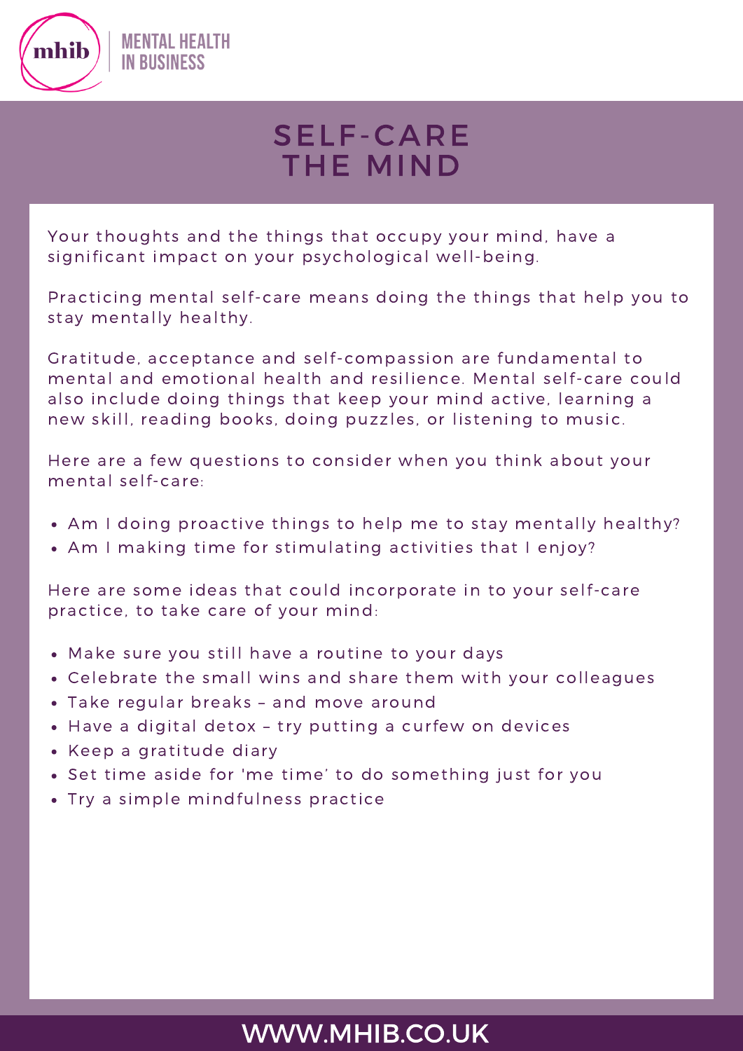# SELF-CARE THE MIND

Your thoughts and the things that occupy your mind, have a significant impact on your psychological well-being.

Practicing mental self-care means doing the things that help you to stay mentally healthy.

Gratitude, acceptance and self-compassion are fundamental to mental and emotional health and resilience. Mental self-care could also include doing things that keep your mind active, learning a new skill, reading books, doing puzzles, or listening to music.

Here are a few questions to consider when you think about your mental self-care:

- Am I doing proactive things to help me to stay mentally healthy?
- Am I making time for stimulating activities that I enjoy?

Here are some ideas that could incorporate in to your self-care practice, to take care of your mind:

- Make sure you still have a routine to your days
- Celebrate the small wins and share them with your colleagues
- Take regular breaks – and move around
- Have a digital detox – try putting a curfew on devices
- Keep a gratitude diary
- Set time aside for 'me time' to do something just for you
- Try a simple mindfulness practice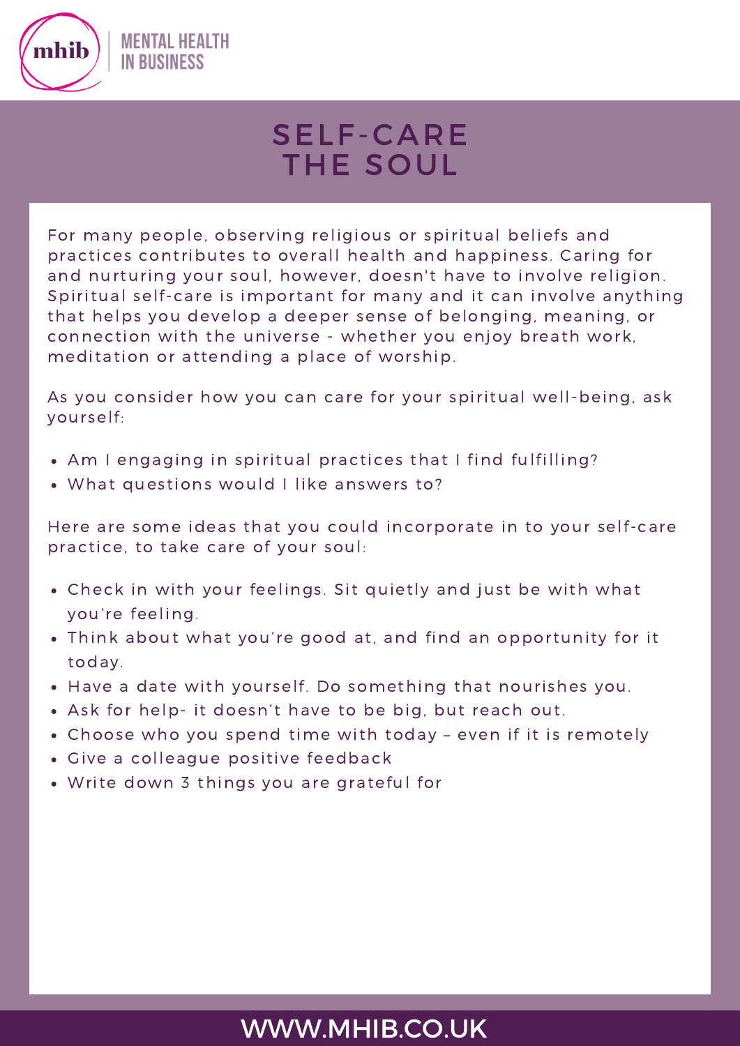# SELF-CARE THE SOUL

For many people, observing religious or spiritual beliefs and practices contributes to overall health and happiness. Caring for and nurturing your soul, however, doesn't have to involve religion. Spiritual self-care is important for many and it can involve anything that helps you develop a deeper sense of belonging, meaning, or connection with the universe - whether you enjoy breath work, meditation or attending a place of worship.

As you consider how you can care for your spiritual well-being, ask yourself:

- Am I engaging in spiritual practices that I find fulfilling?
- What questions would I like answers to?

Here are some ideas that you could incorporate in to your self-care practice, to take care of your soul:

- Check in with your feelings. Sit quietly and just be with what you're feeling.
- Think about what you're good at, and find an opportunity for it today.
- Have a date with yourself. Do something that nourishes you.
- Ask for help- it doesn't have to be big, but reach out.
- Choose who you spend time with today – even if it is remotely
- Give a colleague positive feedback
- Write down 3 things you are grateful for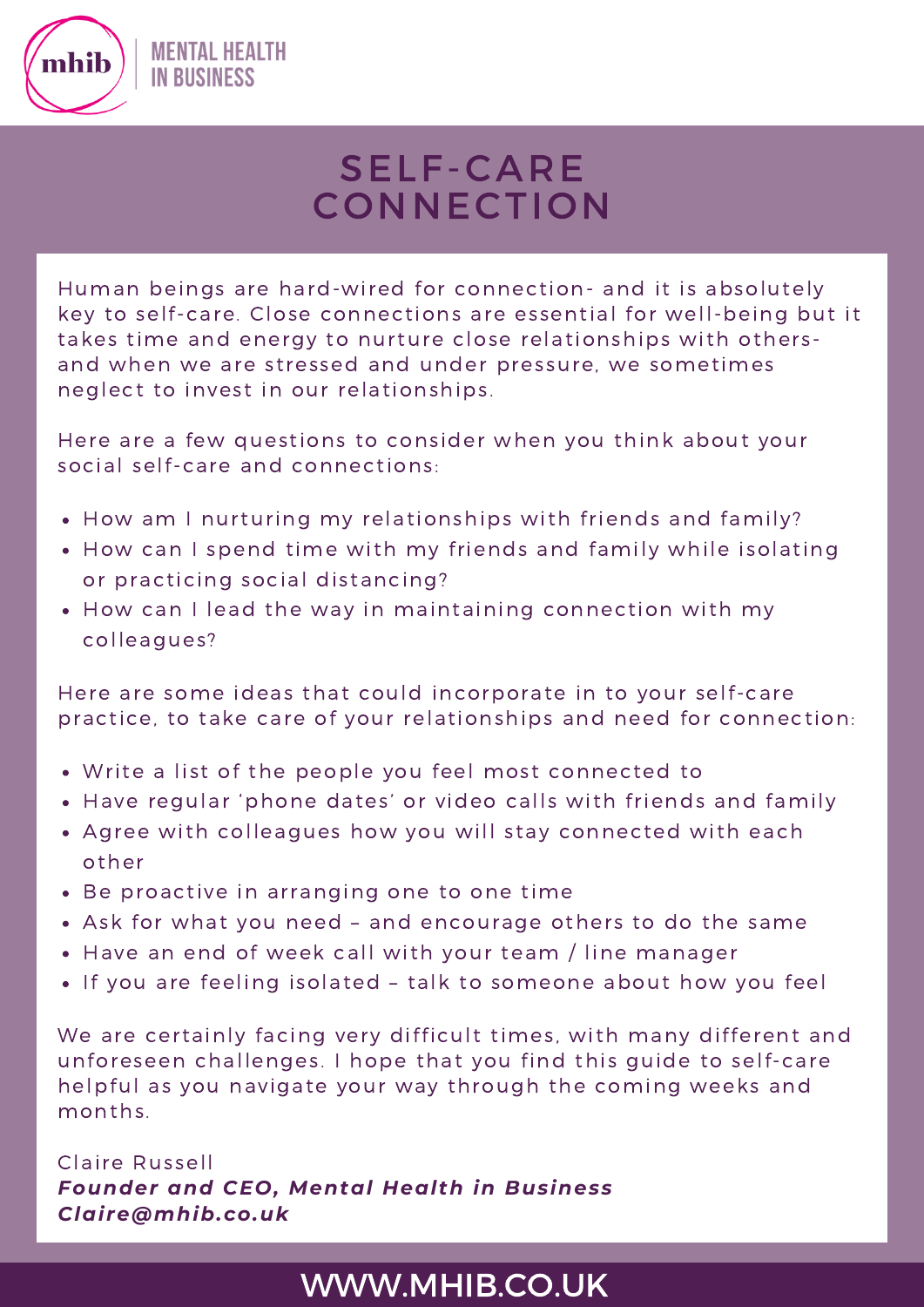mhib | MENTAL HEALTH IN BUSINESS

# SELF-CARE CONNECTION

Human beings are hard-wired for connection- and it is absolutely key to self-care. Close connections are essential for well-being but it takes time and energy to nurture close relationships with others- and when we are stressed and under pressure, we sometimes neglect to invest in our relationships.

Here are a few questions to consider when you think about your social self-care and connections:

- How am I nurturing my relationships with friends and family?
- How can I spend time with my friends and family while isolating or practicing social distancing?
- How can I lead the way in maintaining connection with my colleagues?

Here are some ideas that could incorporate in to your self-care practice, to take care of your relationships and need for connection:

- Write a list of the people you feel most connected to
- Have regular 'phone dates' or video calls with friends and family
- Agree with colleagues how you will stay connected with each other
- Be proactive in arranging one to one time
- Ask for what you need – and encourage others to do the same
- Have an end of week call with your team / line manager
- If you are feeling isolated – talk to someone about how you feel

We are certainly facing very difficult times, with many different and unforeseen challenges. I hope that you find this guide to self-care helpful as you navigate your way through the coming weeks and months.

Claire Russell
***Founder and CEO, Mental Health in Business***
***Claire@mhib.co.uk***

WWW.MHIB.CO.UK